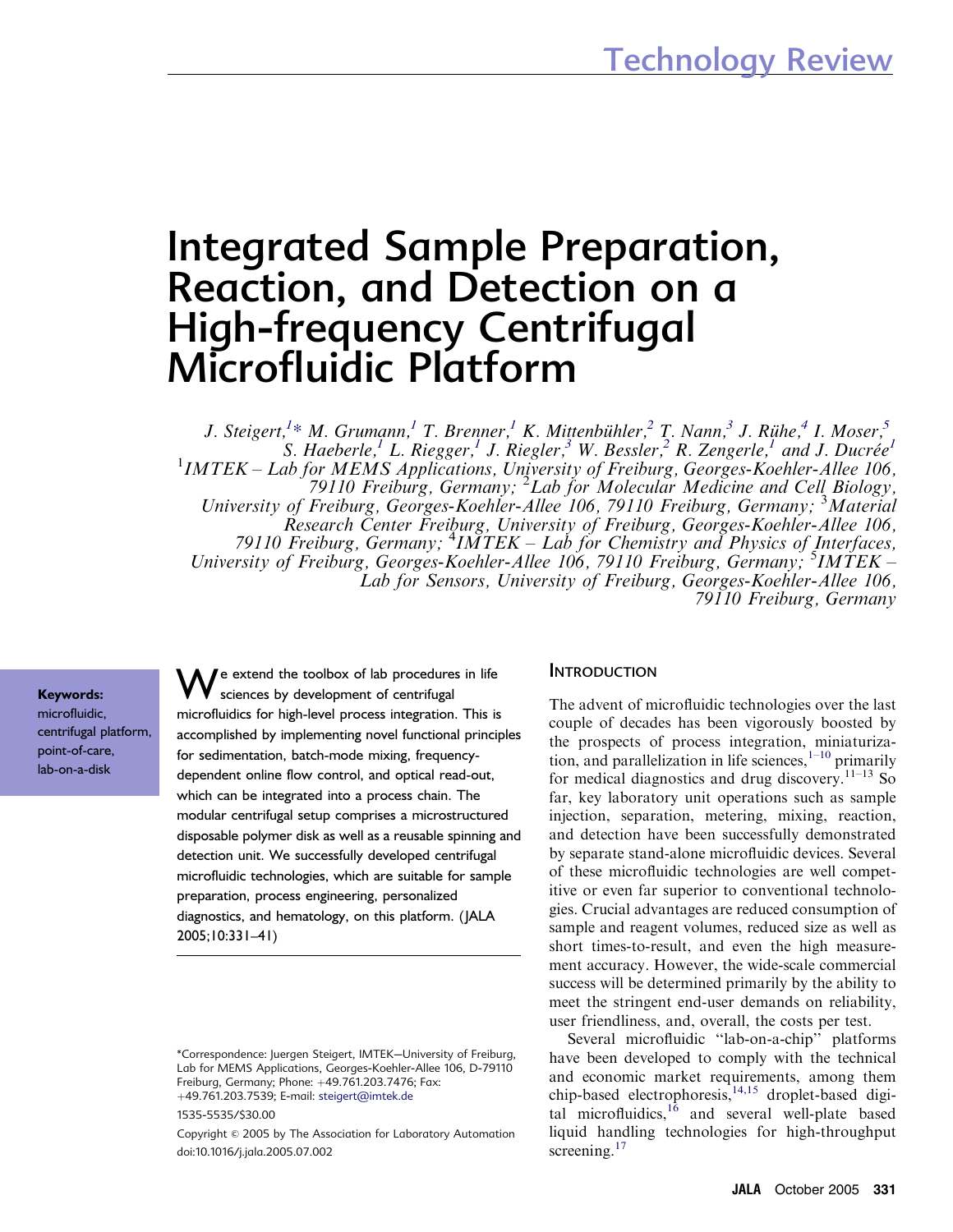Technology Review

# Integrated Sample Preparation, Reaction, and Detection on a High-frequency Centrifugal Microfluidic Platform

*J. Steigert,[1]\* M. Grumann,[1] T. Brenner,[1] K. Mittenbühler,[2] T. Nann,[3] J. Rühe,[4] I. Moser,[5] S. Haeberle,[1] L. Riegger,[1] J. Riegler,[3] W. Bessler,[2] R. Zengerle,[1] and J. Ducrée[1]*

[1]*IMTEK – Lab for MEMS Applications, University of Freiburg, Georges-Koehler-Allee 106, 79110 Freiburg, Germany;* [2]*Lab for Molecular Medicine and Cell Biology, University of Freiburg, Georges-Koehler-Allee 106, 79110 Freiburg, Germany;* [3]*Material Research Center Freiburg, University of Freiburg, Georges-Koehler-Allee 106, 79110 Freiburg, Germany;* [4]*IMTEK – Lab for Chemistry and Physics of Interfaces, University of Freiburg, Georges-Koehler-Allee 106, 79110 Freiburg, Germany;* [5]*IMTEK – Lab for Sensors, University of Freiburg, Georges-Koehler-Allee 106, 79110 Freiburg, Germany*

**Keywords:** microfluidic, centrifugal platform, point-of-care, lab-on-a-disk

We extend the toolbox of lab procedures in life sciences by development of centrifugal microfluidics for high-level process integration. This is accomplished by implementing novel functional principles for sedimentation, batch-mode mixing, frequency-dependent online flow control, and optical read-out, which can be integrated into a process chain. The modular centrifugal setup comprises a microstructured disposable polymer disk as well as a reusable spinning and detection unit. We successfully developed centrifugal microfluidic technologies, which are suitable for sample preparation, process engineering, personalized diagnostics, and hematology, on this platform. (JALA 2005;10:331–41)

\*Correspondence: Juergen Steigert, IMTEK—University of Freiburg, Lab for MEMS Applications, Georges-Koehler-Allee 106, D-79110 Freiburg, Germany; Phone: +49.761.203.7476; Fax: +49.761.203.7539; E-mail: steigert@imtek.de

1535-5535/$30.00

Copyright © 2005 by The Association for Laboratory Automation doi:10.1016/j.jala.2005.07.002

## Introduction

The advent of microfluidic technologies over the last couple of decades has been vigorously boosted by the prospects of process integration, miniaturization, and parallelization in life sciences,[1–10] primarily for medical diagnostics and drug discovery.[11–13] So far, key laboratory unit operations such as sample injection, separation, metering, mixing, reaction, and detection have been successfully demonstrated by separate stand-alone microfluidic devices. Several of these microfluidic technologies are well competitive or even far superior to conventional technologies. Crucial advantages are reduced consumption of sample and reagent volumes, reduced size as well as short times-to-result, and even the high measurement accuracy. However, the wide-scale commercial success will be determined primarily by the ability to meet the stringent end-user demands on reliability, user friendliness, and, overall, the costs per test.

Several microfluidic "lab-on-a-chip" platforms have been developed to comply with the technical and economic market requirements, among them chip-based electrophoresis,[14,15] droplet-based digital microfluidics,[16] and several well-plate based liquid handling technologies for high-throughput screening.[17]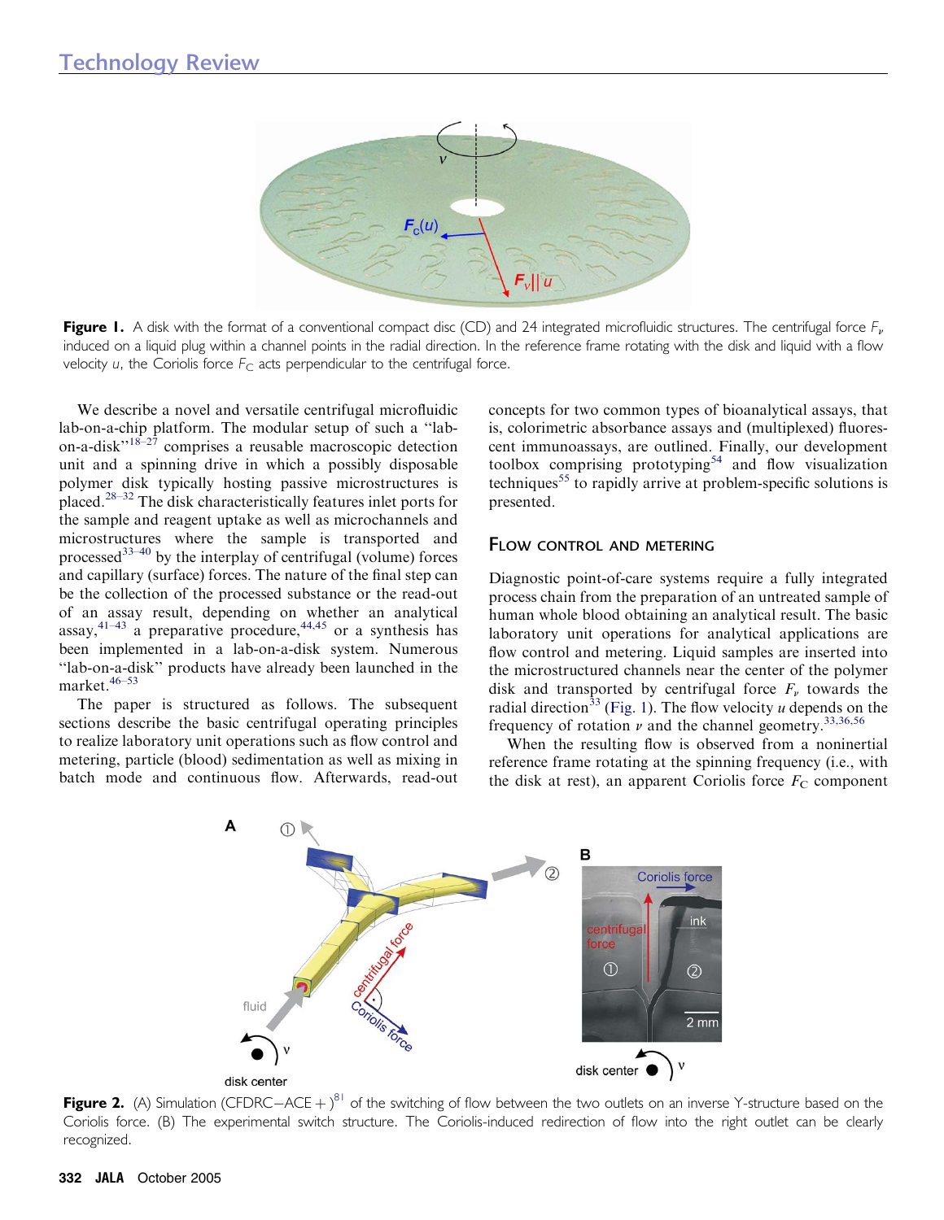Figure 1. A disk with the format of a conventional compact disc (CD) and 24 integrated microfluidic structures. The centrifugal force $F_\nu$ induced on a liquid plug within a channel points in the radial direction. In the reference frame rotating with the disk and liquid with a flow velocity $u$, the Coriolis force $F_C$ acts perpendicular to the centrifugal force.

We describe a novel and versatile centrifugal microfluidic lab-on-a-chip platform. The modular setup of such a "lab-on-a-disk"[18–27] comprises a reusable macroscopic detection unit and a spinning drive in which a possibly disposable polymer disk typically hosting passive microstructures is placed.[28–32] The disk characteristically features inlet ports for the sample and reagent uptake as well as microchannels and microstructures where the sample is transported and processed[33–40] by the interplay of centrifugal (volume) forces and capillary (surface) forces. The nature of the final step can be the collection of the processed substance or the read-out of an assay result, depending on whether an analytical assay,[41–43] a preparative procedure,[44,45] or a synthesis has been implemented in a lab-on-a-disk system. Numerous "lab-on-a-disk" products have already been launched in the market.[46–53]

The paper is structured as follows. The subsequent sections describe the basic centrifugal operating principles to realize laboratory unit operations such as flow control and metering, particle (blood) sedimentation as well as mixing in batch mode and continuous flow. Afterwards, read-out concepts for two common types of bioanalytical assays, that is, colorimetric absorbance assays and (multiplexed) fluorescent immunoassays, are outlined. Finally, our development toolbox comprising prototyping[54] and flow visualization techniques[55] to rapidly arrive at problem-specific solutions is presented.

## Flow control and metering

Diagnostic point-of-care systems require a fully integrated process chain from the preparation of an untreated sample of human whole blood obtaining an analytical result. The basic laboratory unit operations for analytical applications are flow control and metering. Liquid samples are inserted into the microstructured channels near the center of the polymer disk and transported by centrifugal force $F_\nu$ towards the radial direction[33] (Fig. 1). The flow velocity $u$ depends on the frequency of rotation $\nu$ and the channel geometry.[33,36,56]

When the resulting flow is observed from a noninertial reference frame rotating at the spinning frequency (i.e., with the disk at rest), an apparent Coriolis force $F_C$ component

Figure 2. (A) Simulation (CFDRC−ACE+)[81] of the switching of flow between the two outlets on an inverse Y-structure based on the Coriolis force. (B) The experimental switch structure. The Coriolis-induced redirection of flow into the right outlet can be clearly recognized.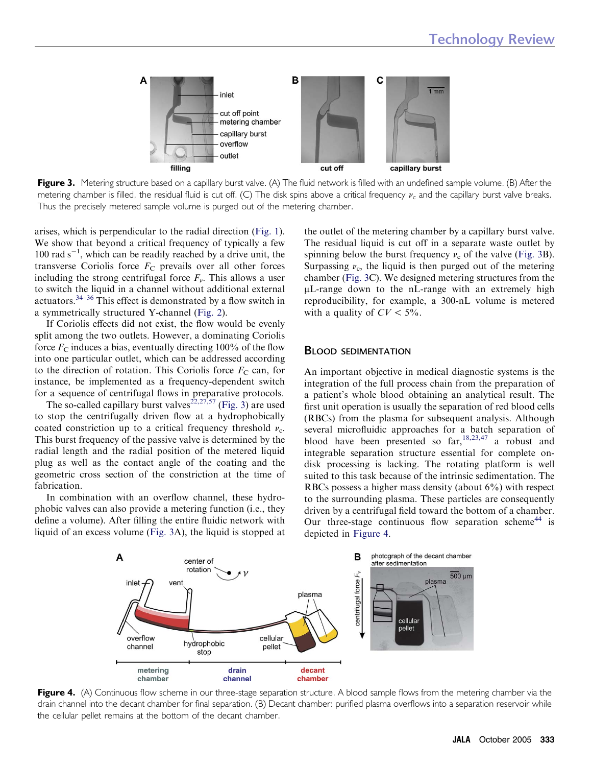Figure 3. Metering structure based on a capillary burst valve. (A) The fluid network is filled with an undefined sample volume. (B) After the metering chamber is filled, the residual fluid is cut off. (C) The disk spins above a critical frequency $\nu_c$ and the capillary burst valve breaks. Thus the precisely metered sample volume is purged out of the metering chamber.

arises, which is perpendicular to the radial direction (Fig. 1). We show that beyond a critical frequency of typically a few 100 rad $s^{-1}$, which can be readily reached by a drive unit, the transverse Coriolis force $F_C$ prevails over all other forces including the strong centrifugal force $F_\nu$. This allows a user to switch the liquid in a channel without additional external actuators.[34–36] This effect is demonstrated by a flow switch in a symmetrically structured Y-channel (Fig. 2).

If Coriolis effects did not exist, the flow would be evenly split among the two outlets. However, a dominating Coriolis force $F_C$ induces a bias, eventually directing 100% of the flow into one particular outlet, which can be addressed according to the direction of rotation. This Coriolis force $F_C$ can, for instance, be implemented as a frequency-dependent switch for a sequence of centrifugal flows in preparative protocols.

The so-called capillary burst valves[22,27,57] (Fig. 3) are used to stop the centrifugally driven flow at a hydrophobically coated constriction up to a critical frequency threshold $\nu_c$. This burst frequency of the passive valve is determined by the radial length and the radial position of the metered liquid plug as well as the contact angle of the coating and the geometric cross section of the constriction at the time of fabrication.

In combination with an overflow channel, these hydrophobic valves can also provide a metering function (i.e., they define a volume). After filling the entire fluidic network with liquid of an excess volume (Fig. 3A), the liquid is stopped at the outlet of the metering chamber by a capillary burst valve. The residual liquid is cut off in a separate waste outlet by spinning below the burst frequency $\nu_c$ of the valve (Fig. 3B). Surpassing $\nu_c$, the liquid is then purged out of the metering chamber (Fig. 3C). We designed metering structures from the μL-range down to the nL-range with an extremely high reproducibility, for example, a 300-nL volume is metered with a quality of $CV < 5\%$.

## Blood sedimentation

An important objective in medical diagnostic systems is the integration of the full process chain from the preparation of a patient's whole blood obtaining an analytical result. The first unit operation is usually the separation of red blood cells (RBCs) from the plasma for subsequent analysis. Although several microfluidic approaches for a batch separation of blood have been presented so far,[18,23,47] a robust and integrable separation structure essential for complete on-disk processing is lacking. The rotating platform is well suited to this task because of the intrinsic sedimentation. The RBCs possess a higher mass density (about 6%) with respect to the surrounding plasma. These particles are consequently driven by a centrifugal field toward the bottom of a chamber. Our three-stage continuous flow separation scheme[44] is depicted in Figure 4.

Figure 4. (A) Continuous flow scheme in our three-stage separation structure. A blood sample flows from the metering chamber via the drain channel into the decant chamber for final separation. (B) Decant chamber: purified plasma overflows into a separation reservoir while the cellular pellet remains at the bottom of the decant chamber.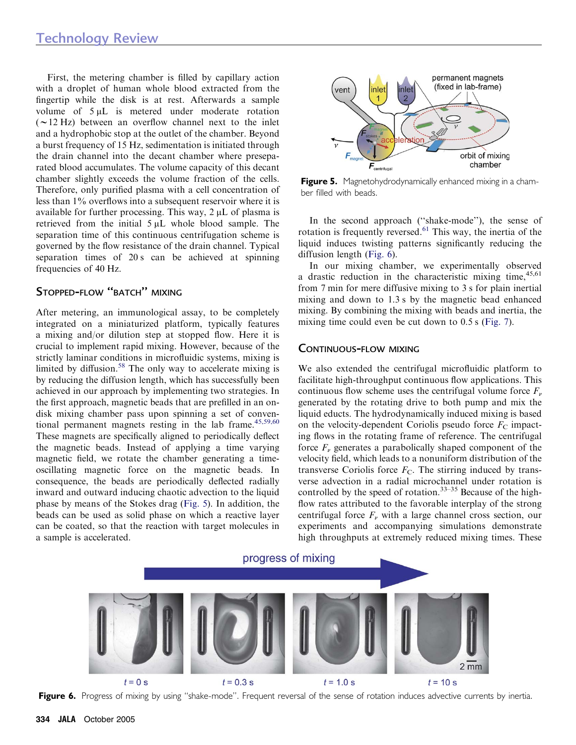First, the metering chamber is filled by capillary action with a droplet of human whole blood extracted from the fingertip while the disk is at rest. Afterwards a sample volume of 5 μL is metered under moderate rotation (~12 Hz) between an overflow channel next to the inlet and a hydrophobic stop at the outlet of the chamber. Beyond a burst frequency of 15 Hz, sedimentation is initiated through the drain channel into the decant chamber where preseparated blood accumulates. The volume capacity of this decant chamber slightly exceeds the volume fraction of the cells. Therefore, only purified plasma with a cell concentration of less than 1% overflows into a subsequent reservoir where it is available for further processing. This way, 2 μL of plasma is retrieved from the initial 5 μL whole blood sample. The separation time of this continuous centrifugation scheme is governed by the flow resistance of the drain channel. Typical separation times of 20 s can be achieved at spinning frequencies of 40 Hz.

## Stopped-flow "batch" mixing

After metering, an immunological assay, to be completely integrated on a miniaturized platform, typically features a mixing and/or dilution step at stopped flow. Here it is crucial to implement rapid mixing. However, because of the strictly laminar conditions in microfluidic systems, mixing is limited by diffusion.[58] The only way to accelerate mixing is by reducing the diffusion length, which has successfully been achieved in our approach by implementing two strategies. In the first approach, magnetic beads that are prefilled in an on-disk mixing chamber pass upon spinning a set of conventional permanent magnets resting in the lab frame.[45,59,60] These magnets are specifically aligned to periodically deflect the magnetic beads. Instead of applying a time varying magnetic field, we rotate the chamber generating a time-oscillating magnetic force on the magnetic beads. In consequence, the beads are periodically deflected radially inward and outward inducing chaotic advection to the liquid phase by means of the Stokes drag (Fig. 5). In addition, the beads can be used as solid phase on which a reactive layer can be coated, so that the reaction with target molecules in a sample is accelerated.

Figure 5. Magnetohydrodynamically enhanced mixing in a chamber filled with beads.

In the second approach ("shake-mode"), the sense of rotation is frequently reversed.[61] This way, the inertia of the liquid induces twisting patterns significantly reducing the diffusion length (Fig. 6).

In our mixing chamber, we experimentally observed a drastic reduction in the characteristic mixing time,[45,61] from 7 min for mere diffusive mixing to 3 s for plain inertial mixing and down to 1.3 s by the magnetic bead enhanced mixing. By combining the mixing with beads and inertia, the mixing time could even be cut down to 0.5 s (Fig. 7).

## Continuous-flow mixing

We also extended the centrifugal microfluidic platform to facilitate high-throughput continuous flow applications. This continuous flow scheme uses the centrifugal volume force $F_\nu$ generated by the rotating drive to both pump and mix the liquid educts. The hydrodynamically induced mixing is based on the velocity-dependent Coriolis pseudo force $F_C$ impacting flows in the rotating frame of reference. The centrifugal force $F_\nu$ generates a parabolically shaped component of the velocity field, which leads to a nonuniform distribution of the transverse Coriolis force $F_C$. The stirring induced by transverse advection in a radial microchannel under rotation is controlled by the speed of rotation.[33–35] Because of the high-flow rates attributed to the favorable interplay of the strong centrifugal force $F_\nu$ with a large channel cross section, our experiments and accompanying simulations demonstrate high throughputs at extremely reduced mixing times. These

Figure 6. Progress of mixing by using "shake-mode". Frequent reversal of the sense of rotation induces advective currents by inertia.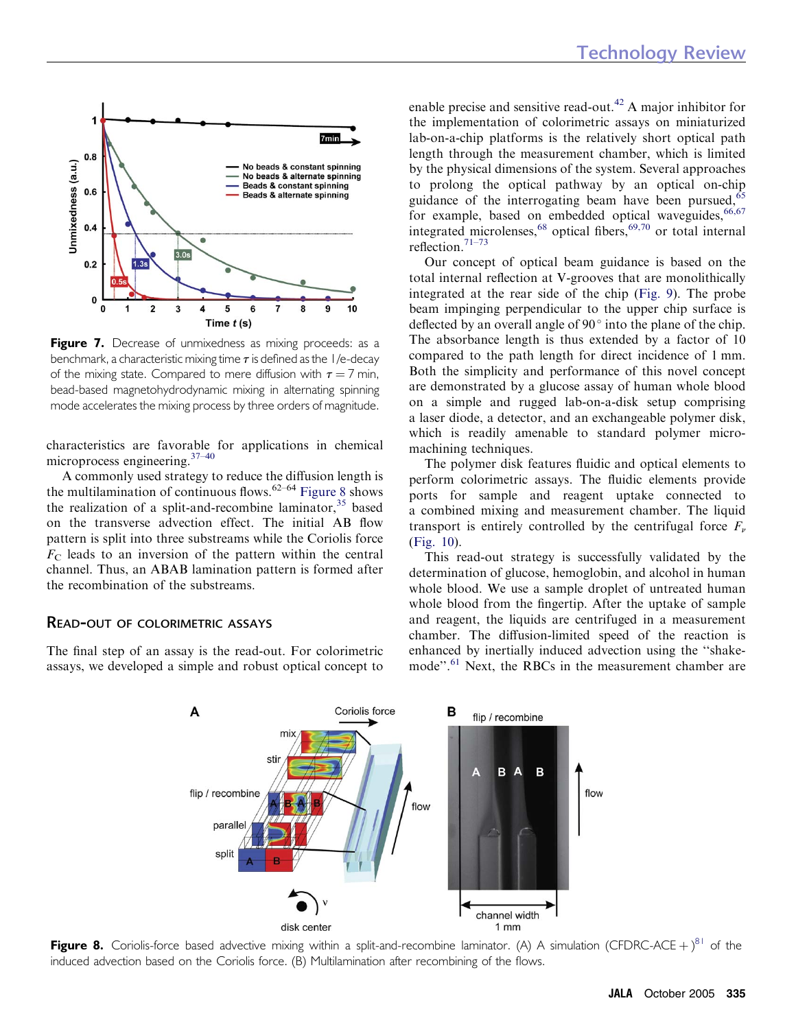Figure 7. Decrease of unmixedness as mixing proceeds: as a benchmark, a characteristic mixing time $\tau$ is defined as the 1/e-decay of the mixing state. Compared to mere diffusion with $\tau = 7$ min, bead-based magnetohydrodynamic mixing in alternating spinning mode accelerates the mixing process by three orders of magnitude.

characteristics are favorable for applications in chemical microprocess engineering.[37–40]

A commonly used strategy to reduce the diffusion length is the multilamination of continuous flows.[62–64] Figure 8 shows the realization of a split-and-recombine laminator,[35] based on the transverse advection effect. The initial AB flow pattern is split into three substreams while the Coriolis force $F_C$ leads to an inversion of the pattern within the central channel. Thus, an ABAB lamination pattern is formed after the recombination of the substreams.

## Read-out of Colorimetric Assays

The final step of an assay is the read-out. For colorimetric assays, we developed a simple and robust optical concept to enable precise and sensitive read-out.[42] A major inhibitor for the implementation of colorimetric assays on miniaturized lab-on-a-chip platforms is the relatively short optical path length through the measurement chamber, which is limited by the physical dimensions of the system. Several approaches to prolong the optical pathway by an optical on-chip guidance of the interrogating beam have been pursued,[65] for example, based on embedded optical waveguides,[66,67] integrated microlenses,[68] optical fibers,[69,70] or total internal reflection.[71–73]

Our concept of optical beam guidance is based on the total internal reflection at V-grooves that are monolithically integrated at the rear side of the chip (Fig. 9). The probe beam impinging perpendicular to the upper chip surface is deflected by an overall angle of 90° into the plane of the chip. The absorbance length is thus extended by a factor of 10 compared to the path length for direct incidence of 1 mm. Both the simplicity and performance of this novel concept are demonstrated by a glucose assay of human whole blood on a simple and rugged lab-on-a-disk setup comprising a laser diode, a detector, and an exchangeable polymer disk, which is readily amenable to standard polymer micro-machining techniques.

The polymer disk features fluidic and optical elements to perform colorimetric assays. The fluidic elements provide ports for sample and reagent uptake connected to a combined mixing and measurement chamber. The liquid transport is entirely controlled by the centrifugal force $F_\nu$ (Fig. 10).

This read-out strategy is successfully validated by the determination of glucose, hemoglobin, and alcohol in human whole blood. We use a sample droplet of untreated human whole blood from the fingertip. After the uptake of sample and reagent, the liquids are centrifuged in a measurement chamber. The diffusion-limited speed of the reaction is enhanced by inertially induced advection using the "shake-mode".[61] Next, the RBCs in the measurement chamber are

Figure 8. Coriolis-force based advective mixing within a split-and-recombine laminator. (A) A simulation (CFDRC-ACE+)[81] of the induced advection based on the Coriolis force. (B) Multilamination after recombining of the flows.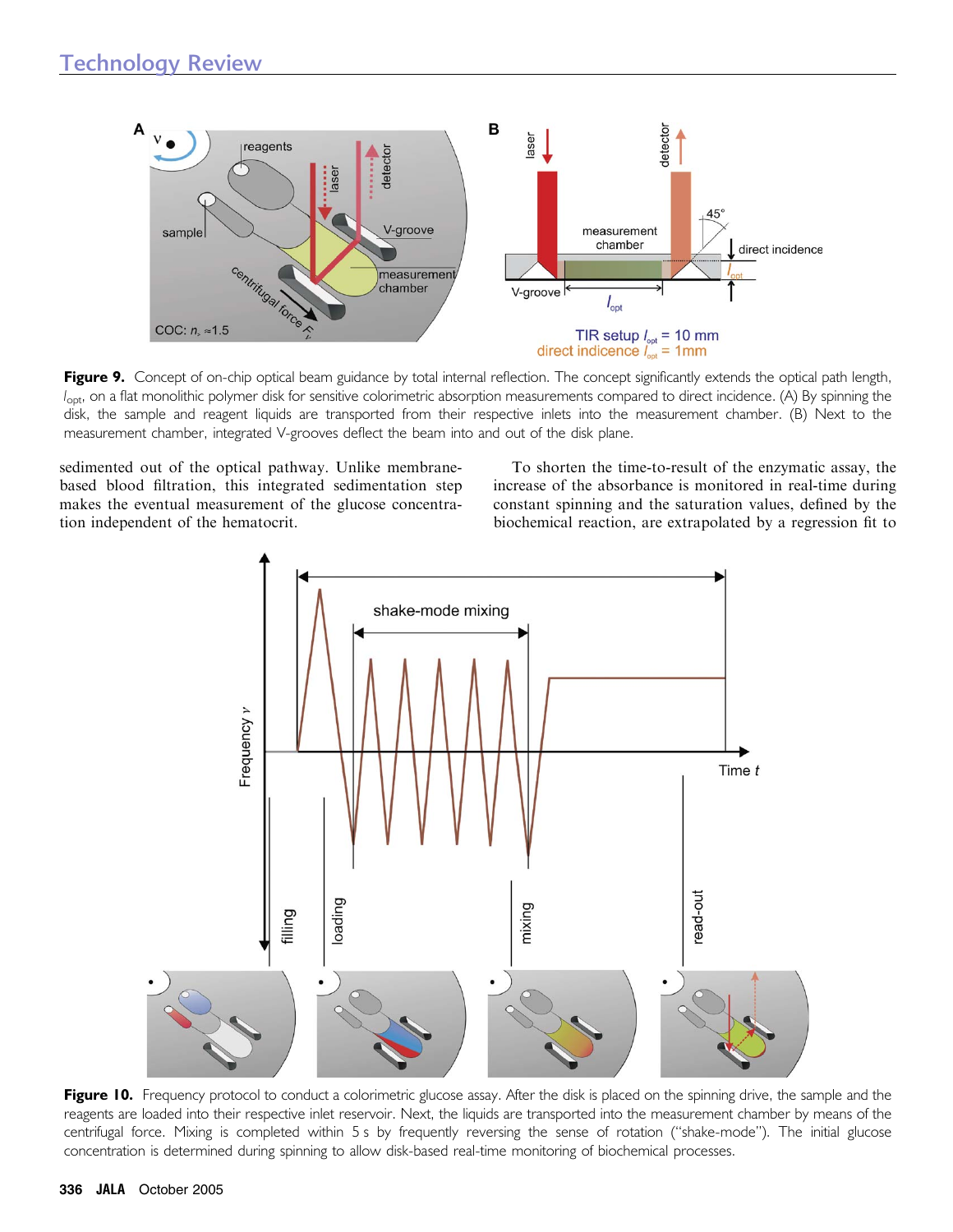**Figure 9.** Concept of on-chip optical beam guidance by total internal reflection. The concept significantly extends the optical path length, $l_{opt}$, on a flat monolithic polymer disk for sensitive colorimetric absorption measurements compared to direct incidence. (A) By spinning the disk, the sample and reagent liquids are transported from their respective inlets into the measurement chamber. (B) Next to the measurement chamber, integrated V-grooves deflect the beam into and out of the disk plane.

sedimented out of the optical pathway. Unlike membrane-based blood filtration, this integrated sedimentation step makes the eventual measurement of the glucose concentration independent of the hematocrit.

To shorten the time-to-result of the enzymatic assay, the increase of the absorbance is monitored in real-time during constant spinning and the saturation values, defined by the biochemical reaction, are extrapolated by a regression fit to

**Figure 10.** Frequency protocol to conduct a colorimetric glucose assay. After the disk is placed on the spinning drive, the sample and the reagents are loaded into their respective inlet reservoir. Next, the liquids are transported into the measurement chamber by means of the centrifugal force. Mixing is completed within 5 s by frequently reversing the sense of rotation ("shake-mode"). The initial glucose concentration is determined during spinning to allow disk-based real-time monitoring of biochemical processes.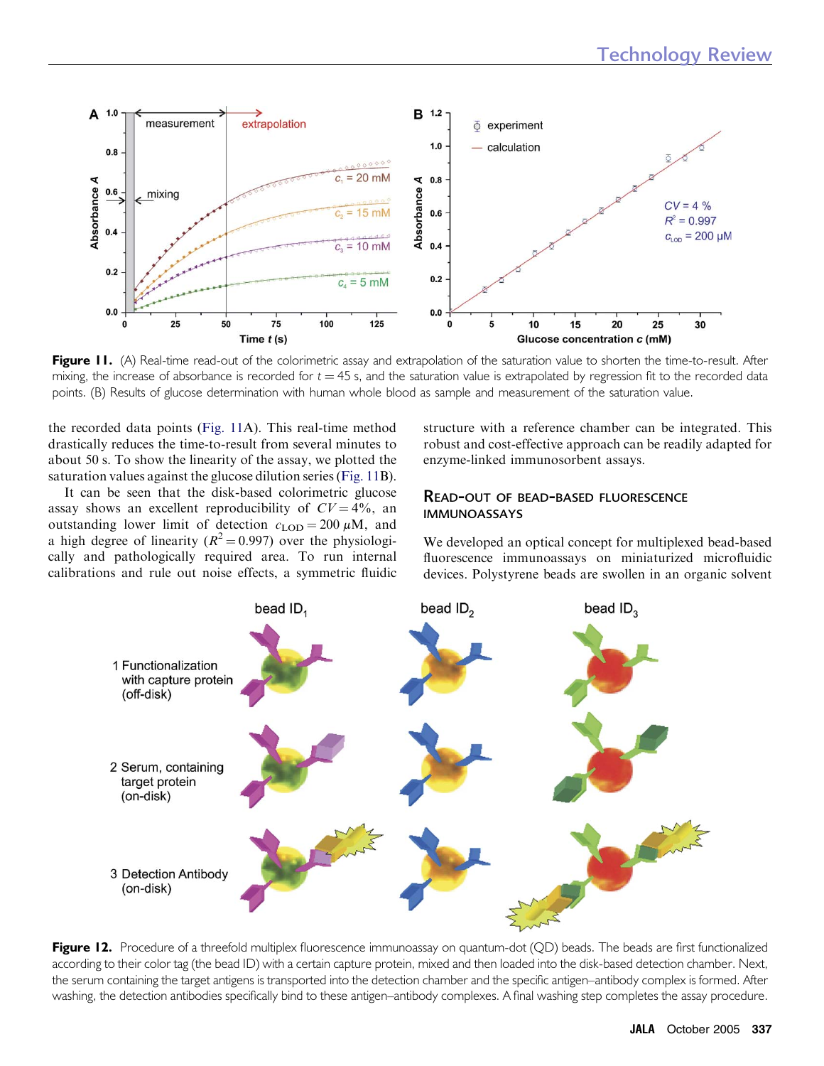Figure 11. (A) Real-time read-out of the colorimetric assay and extrapolation of the saturation value to shorten the time-to-result. After mixing, the increase of absorbance is recorded for $t = 45$ s, and the saturation value is extrapolated by regression fit to the recorded data points. (B) Results of glucose determination with human whole blood as sample and measurement of the saturation value.

the recorded data points (Fig. 11A). This real-time method drastically reduces the time-to-result from several minutes to about 50 s. To show the linearity of the assay, we plotted the saturation values against the glucose dilution series (Fig. 11B).

It can be seen that the disk-based colorimetric glucose assay shows an excellent reproducibility of $CV = 4\%$, an outstanding lower limit of detection $c_{\mathrm{LOD}} = 200\ \mu\mathrm{M}$, and a high degree of linearity ($R^2 = 0.997$) over the physiologically and pathologically required area. To run internal calibrations and rule out noise effects, a symmetric fluidic structure with a reference chamber can be integrated. This robust and cost-effective approach can be readily adapted for enzyme-linked immunosorbent assays.

## Read-out of Bead-Based Fluorescence Immunoassays

We developed an optical concept for multiplexed bead-based fluorescence immunoassays on miniaturized microfluidic devices. Polystyrene beads are swollen in an organic solvent

Figure 12. Procedure of a threefold multiplex fluorescence immunoassay on quantum-dot (QD) beads. The beads are first functionalized according to their color tag (the bead ID) with a certain capture protein, mixed and then loaded into the disk-based detection chamber. Next, the serum containing the target antigens is transported into the detection chamber and the specific antigen–antibody complex is formed. After washing, the detection antibodies specifically bind to these antigen–antibody complexes. A final washing step completes the assay procedure.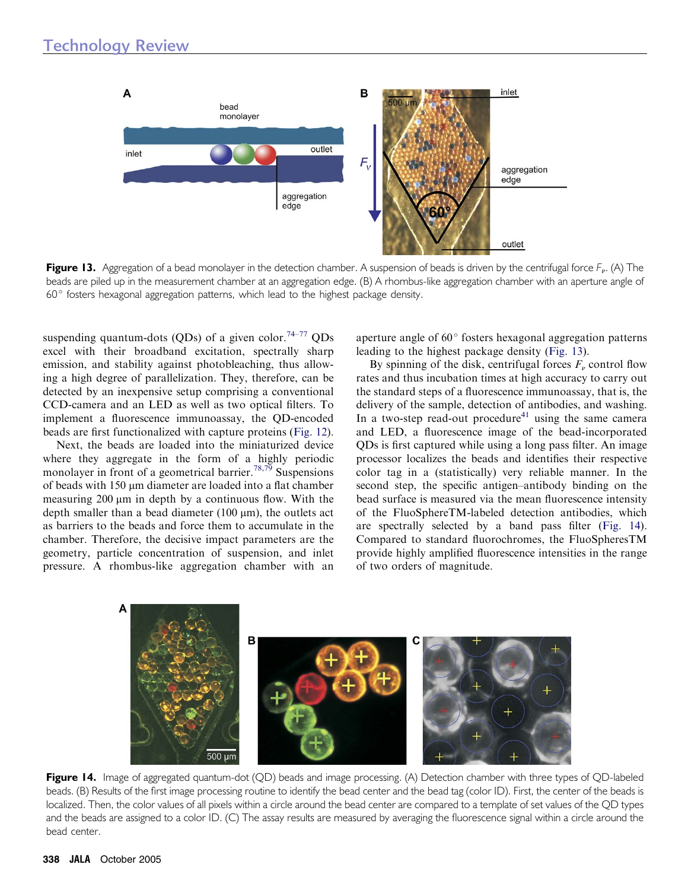Figure 13. Aggregation of a bead monolayer in the detection chamber. A suspension of beads is driven by the centrifugal force $F_\nu$. (A) The beads are piled up in the measurement chamber at an aggregation edge. (B) A rhombus-like aggregation chamber with an aperture angle of 60° fosters hexagonal aggregation patterns, which lead to the highest package density.

suspending quantum-dots (QDs) of a given color.[74–77] QDs excel with their broadband excitation, spectrally sharp emission, and stability against photobleaching, thus allowing a high degree of parallelization. They, therefore, can be detected by an inexpensive setup comprising a conventional CCD-camera and an LED as well as two optical filters. To implement a fluorescence immunoassay, the QD-encoded beads are first functionalized with capture proteins (Fig. 12).

Next, the beads are loaded into the miniaturized device where they aggregate in the form of a highly periodic monolayer in front of a geometrical barrier.[78,79] Suspensions of beads with 150 μm diameter are loaded into a flat chamber measuring 200 μm in depth by a continuous flow. With the depth smaller than a bead diameter (100 μm), the outlets act as barriers to the beads and force them to accumulate in the chamber. Therefore, the decisive impact parameters are the geometry, particle concentration of suspension, and inlet pressure. A rhombus-like aggregation chamber with an aperture angle of 60° fosters hexagonal aggregation patterns leading to the highest package density (Fig. 13).

By spinning of the disk, centrifugal forces $F_\nu$ control flow rates and thus incubation times at high accuracy to carry out the standard steps of a fluorescence immunoassay, that is, the delivery of the sample, detection of antibodies, and washing. In a two-step read-out procedure[41] using the same camera and LED, a fluorescence image of the bead-incorporated QDs is first captured while using a long pass filter. An image processor localizes the beads and identifies their respective color tag in a (statistically) very reliable manner. In the second step, the specific antigen–antibody binding on the bead surface is measured via the mean fluorescence intensity of the FluoSphereTM-labeled detection antibodies, which are spectrally selected by a band pass filter (Fig. 14). Compared to standard fluorochromes, the FluoSpheresTM provide highly amplified fluorescence intensities in the range of two orders of magnitude.

Figure 14. Image of aggregated quantum-dot (QD) beads and image processing. (A) Detection chamber with three types of QD-labeled beads. (B) Results of the first image processing routine to identify the bead center and the bead tag (color ID). First, the center of the beads is localized. Then, the color values of all pixels within a circle around the bead center are compared to a template of set values of the QD types and the beads are assigned to a color ID. (C) The assay results are measured by averaging the fluorescence signal within a circle around the bead center.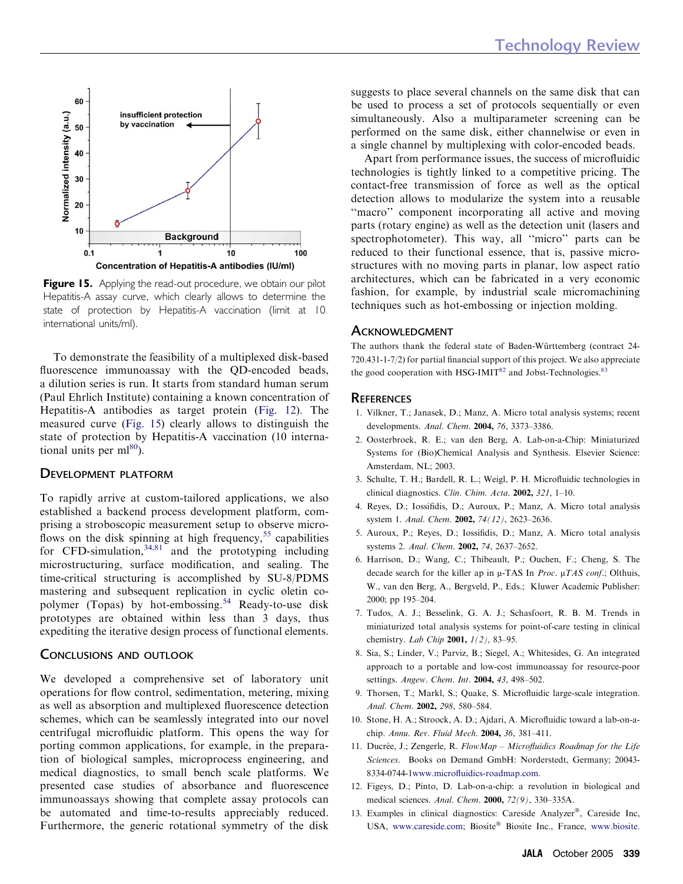60
50
40
30
20
10
Normalized intensity (a.u.)
insufficient protection by vaccination
Background
0.1
1
10
100
Concentration of Hepatitis-A antibodies (IU/ml)

**Figure 15.** Applying the read-out procedure, we obtain our pilot Hepatitis-A assay curve, which clearly allows to determine the state of protection by Hepatitis-A vaccination (limit at 10 international units/ml).

To demonstrate the feasibility of a multiplexed disk-based fluorescence immunoassay with the QD-encoded beads, a dilution series is run. It starts from standard human serum (Paul Ehrlich Institute) containing a known concentration of Hepatitis-A antibodies as target protein (Fig. 12). The measured curve (Fig. 15) clearly allows to distinguish the state of protection by Hepatitis-A vaccination (10 international units per ml[80]).

## Development Platform

To rapidly arrive at custom-tailored applications, we also established a backend process development platform, comprising a stroboscopic measurement setup to observe microflows on the disk spinning at high frequency,[55] capabilities for CFD-simulation,[34,81] and the prototyping including microstructuring, surface modification, and sealing. The time-critical structuring is accomplished by SU-8/PDMS mastering and subsequent replication in cyclic olefin copolymer (Topas) by hot-embossing.[54] Ready-to-use disk prototypes are obtained within less than 3 days, thus expediting the iterative design process of functional elements.

## Conclusions and Outlook

We developed a comprehensive set of laboratory unit operations for flow control, sedimentation, metering, mixing as well as absorption and multiplexed fluorescence detection schemes, which can be seamlessly integrated into our novel centrifugal microfluidic platform. This opens the way for porting common applications, for example, in the preparation of biological samples, microprocess engineering, and medical diagnostics, to small bench scale platforms. We presented case studies of absorbance and fluorescence immunoassays showing that complete assay protocols can be automated and time-to-results appreciably reduced. Furthermore, the generic rotational symmetry of the disk suggests to place several channels on the same disk that can be used to process a set of protocols sequentially or even simultaneously. Also a multiparameter screening can be performed on the same disk, either channelwise or even in a single channel by multiplexing with color-encoded beads.

Apart from performance issues, the success of microfluidic technologies is tightly linked to a competitive pricing. The contact-free transmission of force as well as the optical detection allows to modularize the system into a reusable "macro" component incorporating all active and moving parts (rotary engine) as well as the detection unit (lasers and spectrophotometer). This way, all "micro" parts can be reduced to their functional essence, that is, passive microstructures with no moving parts in planar, low aspect ratio architectures, which can be fabricated in a very economic fashion, for example, by industrial scale micromachining techniques such as hot-embossing or injection molding.

## Acknowledgment

The authors thank the federal state of Baden-Württemberg (contract 24-720.431-1-7/2) for partial financial support of this project. We also appreciate the good cooperation with HSG-IMIT[82] and Jobst-Technologies.[83]

## References

1. Vilkner, T.; Janasek, D.; Manz, A. Micro total analysis systems; recent developments. *Anal. Chem.* **2004,** *76*, 3373–3386.
2. Oosterbroek, R. E.; van den Berg, A. Lab-on-a-Chip: Miniaturized Systems for (Bio)Chemical Analysis and Synthesis. Elsevier Science: Amsterdam, NL; 2003.
3. Schulte, T. H.; Bardell, R. L.; Weigl, P. H. Microfluidic technologies in clinical diagnostics. *Clin. Chim. Acta*. **2002,** *321*, 1–10.
4. Reyes, D.; Iossifidis, D.; Auroux, P.; Manz, A. Micro total analysis system 1. *Anal. Chem*. **2002,** *74(12)*, 2623–2636.
5. Auroux, P.; Reyes, D.; Iossifidis, D.; Manz, A. Micro total analysis systems 2. *Anal. Chem*. **2002,** *74*, 2637–2652.
6. Harrison, D.; Wang, C.; Thibeault, P.; Ouchen, F.; Cheng, S. The decade search for the killer ap in µ-TAS In *Proc. µTAS conf*.; Olthuis, W., van den Berg, A., Bergveld, P., Eds.; Kluwer Academic Publisher: 2000; pp 195–204.
7. Tudos, A. J.; Besselink, G. A. J.; Schasfoort, R. B. M. Trends in miniaturized total analysis systems for point-of-care testing in clinical chemistry. *Lab Chip* **2001,** *1(2)*, 83–95.
8. Sia, S.; Linder, V.; Parviz, B.; Siegel, A.; Whitesides, G. An integrated approach to a portable and low-cost immunoassay for resource-poor settings. *Angew. Chem. Int*. **2004,** *43*, 498–502.
9. Thorsen, T.; Markl, S.; Quake, S. Microfluidic large-scale integration. *Anal. Chem*. **2002,** *298*, 580–584.
10. Stone, H. A.; Stroock, A. D.; Ajdari, A. Microfluidic toward a lab-on-a-chip. *Annu. Rev. Fluid Mech*. **2004,** *36*, 381–411.
11. Ducrée, J.; Zengerle, R. *FlowMap – Microfluidics Roadmap for the Life Sciences*. Books on Demand GmbH: Norderstedt, Germany; 20043-8334-0744-1www.microfluidics-roadmap.com.
12. Figeys, D.; Pinto, D. Lab-on-a-chip: a revolution in biological and medical sciences. *Anal. Chem*. **2000,** *72(9)*, 330–335A.
13. Examples in clinical diagnostics: Careside Analyzer®, Careside Inc, USA, www.careside.com; Biosite® Biosite Inc., France, www.biosite.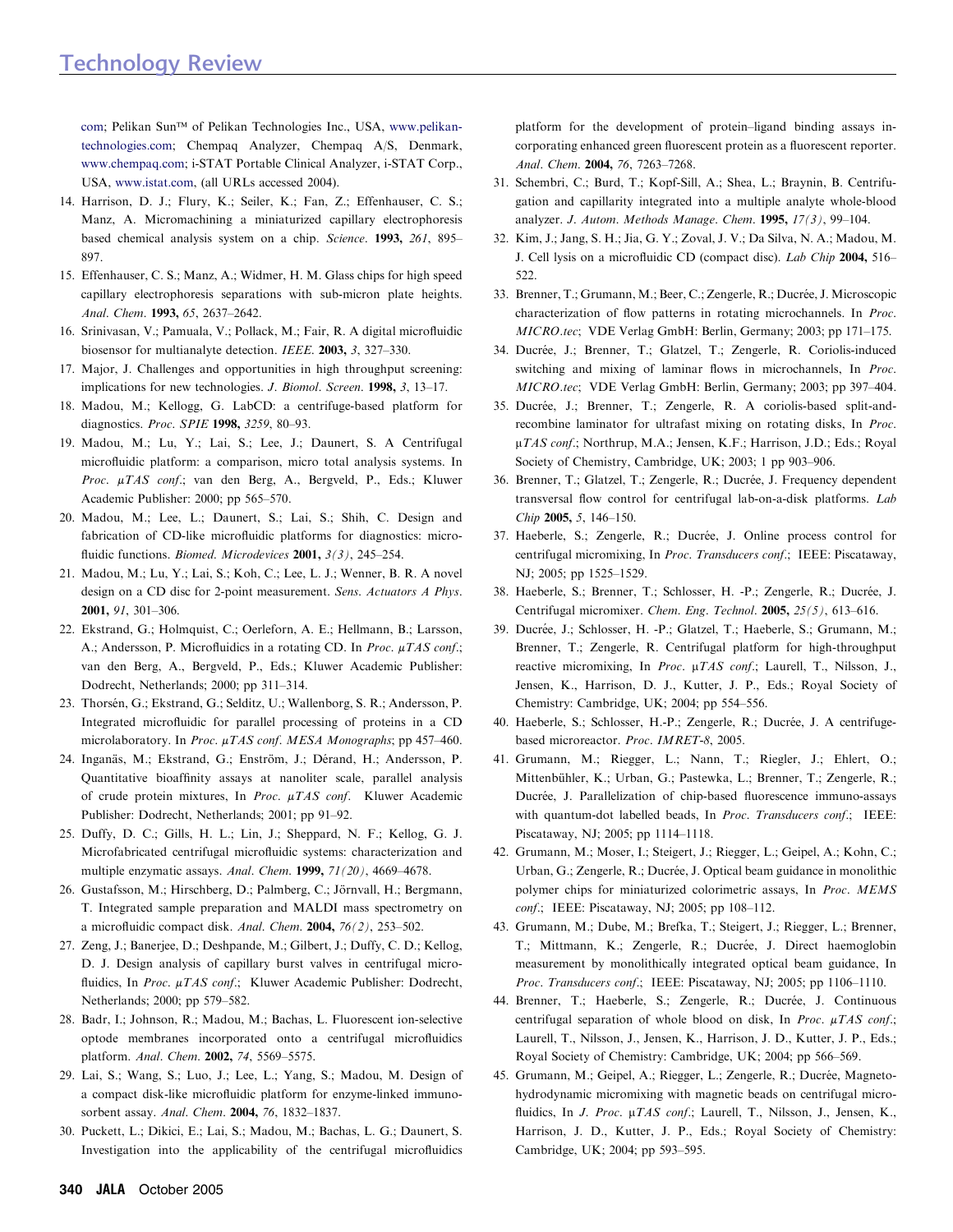com; Pelikan Sun™ of Pelikan Technologies Inc., USA, www.pelikan-technologies.com; Chempaq Analyzer, Chempaq A/S, Denmark, www.chempaq.com; i-STAT Portable Clinical Analyzer, i-STAT Corp., USA, www.istat.com, (all URLs accessed 2004).

14. Harrison, D. J.; Flury, K.; Seiler, K.; Fan, Z.; Effenhauser, C. S.; Manz, A. Micromachining a miniaturized capillary electrophoresis based chemical analysis system on a chip. *Science*. **1993,** *261*, 895–897.
15. Effenhauser, C. S.; Manz, A.; Widmer, H. M. Glass chips for high speed capillary electrophoresis separations with sub-micron plate heights. *Anal. Chem*. **1993,** *65*, 2637–2642.
16. Srinivasan, V.; Pamuala, V.; Pollack, M.; Fair, R. A digital microfluidic biosensor for multianalyte detection. *IEEE*. **2003,** *3*, 327–330.
17. Major, J. Challenges and opportunities in high throughput screening: implications for new technologies. *J. Biomol. Screen*. **1998,** *3*, 13–17.
18. Madou, M.; Kellogg, G. LabCD: a centrifuge-based platform for diagnostics. *Proc. SPIE* **1998,** *3259*, 80–93.
19. Madou, M.; Lu, Y.; Lai, S.; Lee, J.; Daunert, S. A Centrifugal microfluidic platform: a comparison, micro total analysis systems. In *Proc. μTAS conf*.; van den Berg, A., Bergveld, P., Eds.; Kluwer Academic Publisher: 2000; pp 565–570.
20. Madou, M.; Lee, L.; Daunert, S.; Lai, S.; Shih, C. Design and fabrication of CD-like microfluidic platforms for diagnostics: microfluidic functions. *Biomed. Microdevices* **2001,** *3(3)*, 245–254.
21. Madou, M.; Lu, Y.; Lai, S.; Koh, C.; Lee, L. J.; Wenner, B. R. A novel design on a CD disc for 2-point measurement. *Sens. Actuators A Phys*. **2001,** *91*, 301–306.
22. Ekstrand, G.; Holmquist, C.; Oerleforn, A. E.; Hellmann, B.; Larsson, A.; Andersson, P. Microfluidics in a rotating CD. In *Proc. μTAS conf*.; van den Berg, A., Bergveld, P., Eds.; Kluwer Academic Publisher: Dodrecht, Netherlands; 2000; pp 311–314.
23. Thorsén, G.; Ekstrand, G.; Selditz, U.; Wallenborg, S. R.; Andersson, P. Integrated microfluidic for parallel processing of proteins in a CD microlaboratory. In *Proc. μTAS conf. MESA Monographs*; pp 457–460.
24. Inganäs, M.; Ekstrand, G.; Enström, J.; Dérand, H.; Andersson, P. Quantitative bioaffinity assays at nanoliter scale, parallel analysis of crude protein mixtures, In *Proc. μTAS conf*. Kluwer Academic Publisher: Dodrecht, Netherlands; 2001; pp 91–92.
25. Duffy, D. C.; Gills, H. L.; Lin, J.; Sheppard, N. F.; Kellog, G. J. Microfabricated centrifugal microfluidic systems: characterization and multiple enzymatic assays. *Anal. Chem*. **1999,** *71(20)*, 4669–4678.
26. Gustafsson, M.; Hirschberg, D.; Palmberg, C.; Jörnvall, H.; Bergmann, T. Integrated sample preparation and MALDI mass spectrometry on a microfluidic compact disk. *Anal. Chem*. **2004,** *76(2)*, 253–502.
27. Zeng, J.; Banerjee, D.; Deshpande, M.; Gilbert, J.; Duffy, C. D.; Kellog, D. J. Design analysis of capillary burst valves in centrifugal microfluidics, In *Proc. μTAS conf*.; Kluwer Academic Publisher: Dodrecht, Netherlands; 2000; pp 579–582.
28. Badr, I.; Johnson, R.; Madou, M.; Bachas, L. Fluorescent ion-selective optode membranes incorporated onto a centrifugal microfluidics platform. *Anal. Chem*. **2002,** *74*, 5569–5575.
29. Lai, S.; Wang, S.; Luo, J.; Lee, L.; Yang, S.; Madou, M. Design of a compact disk-like microfluidic platform for enzyme-linked immunosorbent assay. *Anal. Chem*. **2004,** *76*, 1832–1837.
30. Puckett, L.; Dikici, E.; Lai, S.; Madou, M.; Bachas, L. G.; Daunert, S. Investigation into the applicability of the centrifugal microfluidics platform for the development of protein–ligand binding assays incorporating enhanced green fluorescent protein as a fluorescent reporter. *Anal. Chem*. **2004,** *76*, 7263–7268.
31. Schembri, C.; Burd, T.; Kopf-Sill, A.; Shea, L.; Braynin, B. Centrifugation and capillarity integrated into a multiple analyte whole-blood analyzer. *J. Autom. Methods Manage. Chem*. **1995,** *17(3)*, 99–104.
32. Kim, J.; Jang, S. H.; Jia, G. Y.; Zoval, J. V.; Da Silva, N. A.; Madou, M. J. Cell lysis on a microfluidic CD (compact disc). *Lab Chip* **2004,** 516–522.
33. Brenner, T.; Grumann, M.; Beer, C.; Zengerle, R.; Ducrée, J. Microscopic characterization of flow patterns in rotating microchannels. In *Proc. MICRO.tec*; VDE Verlag GmbH: Berlin, Germany; 2003; pp 171–175.
34. Ducrée, J.; Brenner, T.; Glatzel, T.; Zengerle, R. Coriolis-induced switching and mixing of laminar flows in microchannels, In *Proc. MICRO.tec*; VDE Verlag GmbH: Berlin, Germany; 2003; pp 397–404.
35. Ducrée, J.; Brenner, T.; Zengerle, R. A coriolis-based split-and-recombine laminator for ultrafast mixing on rotating disks, In *Proc. μTAS conf*.; Northrup, M.A.; Jensen, K.F.; Harrison, J.D.; Eds.; Royal Society of Chemistry, Cambridge, UK; 2003; 1 pp 903–906.
36. Brenner, T.; Glatzel, T.; Zengerle, R.; Ducrée, J. Frequency dependent transversal flow control for centrifugal lab-on-a-disk platforms. *Lab Chip* **2005,** *5*, 146–150.
37. Haeberle, S.; Zengerle, R.; Ducrée, J. Online process control for centrifugal micromixing, In *Proc. Transducers conf*.; IEEE: Piscataway, NJ; 2005; pp 1525–1529.
38. Haeberle, S.; Brenner, T.; Schlosser, H. -P.; Zengerle, R.; Ducrée, J. Centrifugal micromixer. *Chem. Eng. Technol*. **2005,** *25(5)*, 613–616.
39. Ducrée, J.; Schlosser, H. -P.; Glatzel, T.; Haeberle, S.; Grumann, M.; Brenner, T.; Zengerle, R. Centrifugal platform for high-throughput reactive micromixing, In *Proc. μTAS conf*.; Laurell, T., Nilsson, J., Jensen, K., Harrison, D. J., Kutter, J. P., Eds.; Royal Society of Chemistry: Cambridge, UK; 2004; pp 554–556.
40. Haeberle, S.; Schlosser, H.-P.; Zengerle, R.; Ducrée, J. A centrifuge-based microreactor. *Proc. IMRET-8*, 2005.
41. Grumann, M.; Riegger, L.; Nann, T.; Riegler, J.; Ehlert, O.; Mittenbühler, K.; Urban, G.; Pastewka, L.; Brenner, T.; Zengerle, R.; Ducrée, J. Parallelization of chip-based fluorescence immuno-assays with quantum-dot labelled beads, In *Proc. Transducers conf*.; IEEE: Piscataway, NJ; 2005; pp 1114–1118.
42. Grumann, M.; Moser, I.; Steigert, J.; Riegger, L.; Geipel, A.; Kohn, C.; Urban, G.; Zengerle, R.; Ducrée, J. Optical beam guidance in monolithic polymer chips for miniaturized colorimetric assays, In *Proc. MEMS conf*.; IEEE: Piscataway, NJ; 2005; pp 108–112.
43. Grumann, M.; Dube, M.; Brefka, T.; Steigert, J.; Riegger, L.; Brenner, T.; Mittmann, K.; Zengerle, R.; Ducrée, J. Direct haemoglobin measurement by monolithically integrated optical beam guidance, In *Proc. Transducers conf*.; IEEE: Piscataway, NJ; 2005; pp 1106–1110.
44. Brenner, T.; Haeberle, S.; Zengerle, R.; Ducrée, J. Continuous centrifugal separation of whole blood on disk, In *Proc. μTAS conf*.; Laurell, T., Nilsson, J., Jensen, K., Harrison, J. D., Kutter, J. P., Eds.; Royal Society of Chemistry: Cambridge, UK; 2004; pp 566–569.
45. Grumann, M.; Geipel, A.; Riegger, L.; Zengerle, R.; Ducrée, J. Magneto-hydrodynamic micromixing with magnetic beads on centrifugal microfluidics, In *J. Proc. μTAS conf*.; Laurell, T., Nilsson, J., Jensen, K., Harrison, J. D., Kutter, J. P., Eds.; Royal Society of Chemistry: Cambridge, UK; 2004; pp 593–595.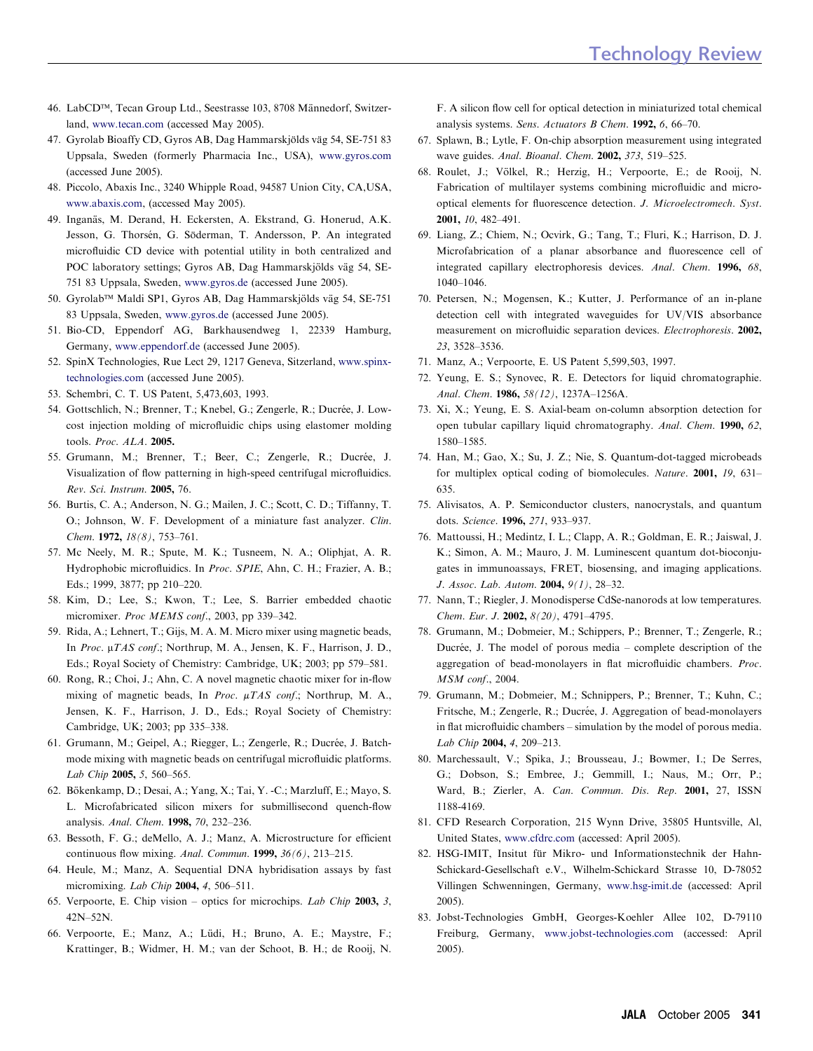46. LabCD™, Tecan Group Ltd., Seestrasse 103, 8708 Männedorf, Switzerland, www.tecan.com (accessed May 2005).
47. Gyrolab Bioaffy CD, Gyros AB, Dag Hammarskjölds väg 54, SE-751 83 Uppsala, Sweden (formerly Pharmacia Inc., USA), www.gyros.com (accessed June 2005).
48. Piccolo, Abaxis Inc., 3240 Whipple Road, 94587 Union City, CA,USA, www.abaxis.com, (accessed May 2005).
49. Inganäs, M. Derand, H. Eckersten, A. Ekstrand, G. Honerud, A.K. Jesson, G. Thorsén, G. Söderman, T. Andersson, P. An integrated microfluidic CD device with potential utility in both centralized and POC laboratory settings; Gyros AB, Dag Hammarskjölds väg 54, SE-751 83 Uppsala, Sweden, www.gyros.de (accessed June 2005).
50. Gyrolab™ Maldi SP1, Gyros AB, Dag Hammarskjölds väg 54, SE-751 83 Uppsala, Sweden, www.gyros.de (accessed June 2005).
51. Bio-CD, Eppendorf AG, Barkhausendweg 1, 22339 Hamburg, Germany, www.eppendorf.de (accessed June 2005).
52. SpinX Technologies, Rue Lect 29, 1217 Geneva, Sitzerland, www.spinx-technologies.com (accessed June 2005).
53. Schembri, C. T. US Patent, 5,473,603, 1993.
54. Gottschlich, N.; Brenner, T.; Knebel, G.; Zengerle, R.; Ducrée, J. Low-cost injection molding of microfluidic chips using elastomer molding tools. *Proc. ALA*. **2005.**
55. Grumann, M.; Brenner, T.; Beer, C.; Zengerle, R.; Ducrée, J. Visualization of flow patterning in high-speed centrifugal microfluidics. *Rev. Sci. Instrum.* **2005,** 76.
56. Burtis, C. A.; Anderson, N. G.; Mailen, J. C.; Scott, C. D.; Tiffany, T. O.; Johnson, W. F. Development of a miniature fast analyzer. *Clin. Chem.* **1972,** *18(8)*, 753–761.
57. Mc Neely, M. R.; Spute, M. K.; Tusneem, N. A.; Oliphjat, A. R. Hydrophobic microfluidics. In *Proc. SPIE*, Ahn, C. H.; Frazier, A. B.; Eds.; 1999, 3877; pp 210–220.
58. Kim, D.; Lee, S.; Kwon, T.; Lee, S. Barrier embedded chaotic micromixer. *Proc MEMS conf*., 2003, pp 339–342.
59. Rida, A.; Lehnert, T.; Gijs, M. A. M. Micro mixer using magnetic beads, In *Proc. μTAS conf*.; Northrup, M. A., Jensen, K. F., Harrison, J. D., Eds.; Royal Society of Chemistry: Cambridge, UK; 2003; pp 579–581.
60. Rong, R.; Choi, J.; Ahn, C. A novel magnetic chaotic mixer for in-flow mixing of magnetic beads, In *Proc. μTAS conf*.; Northrup, M. A., Jensen, K. F., Harrison, J. D., Eds.; Royal Society of Chemistry: Cambridge, UK; 2003; pp 335–338.
61. Grumann, M.; Geipel, A.; Riegger, L.; Zengerle, R.; Ducrée, J. Batch-mode mixing with magnetic beads on centrifugal microfluidic platforms. *Lab Chip* **2005,** *5*, 560–565.
62. Bökenkamp, D.; Desai, A.; Yang, X.; Tai, Y. -C.; Marzluff, E.; Mayo, S. L. Microfabricated silicon mixers for submillisecond quench-flow analysis. *Anal. Chem.* **1998,** *70*, 232–236.
63. Bessoth, F. G.; deMello, A. J.; Manz, A. Microstructure for efficient continuous flow mixing. *Anal. Commun.* **1999,** *36(6)*, 213–215.
64. Heule, M.; Manz, A. Sequential DNA hybridisation assays by fast micromixing. *Lab Chip* **2004,** *4*, 506–511.
65. Verpoorte, E. Chip vision – optics for microchips. *Lab Chip* **2003,** *3*, 42N–52N.
66. Verpoorte, E.; Manz, A.; Lüdi, H.; Bruno, A. E.; Maystre, F.; Krattinger, B.; Widmer, H. M.; van der Schoot, B. H.; de Rooij, N. F. A silicon flow cell for optical detection in miniaturized total chemical analysis systems. *Sens. Actuators B Chem.* **1992,** *6*, 66–70.
67. Splawn, B.; Lytle, F. On-chip absorption measurement using integrated wave guides. *Anal. Bioanal. Chem.* **2002,** *373*, 519–525.
68. Roulet, J.; Völkel, R.; Herzig, H.; Verpoorte, E.; de Rooij, N. Fabrication of multilayer systems combining microfluidic and micro-optical elements for fluorescence detection. *J. Microelectromech. Syst.* **2001,** *10*, 482–491.
69. Liang, Z.; Chiem, N.; Ocvirk, G.; Tang, T.; Fluri, K.; Harrison, D. J. Microfabrication of a planar absorbance and fluorescence cell of integrated capillary electrophoresis devices. *Anal. Chem.* **1996,** *68*, 1040–1046.
70. Petersen, N.; Mogensen, K.; Kutter, J. Performance of an in-plane detection cell with integrated waveguides for UV/VIS absorbance measurement on microfluidic separation devices. *Electrophoresis*. **2002,** *23*, 3528–3536.
71. Manz, A.; Verpoorte, E. US Patent 5,599,503, 1997.
72. Yeung, E. S.; Synovec, R. E. Detectors for liquid chromatographie. *Anal. Chem.* **1986,** *58(12)*, 1237A–1256A.
73. Xi, X.; Yeung, E. S. Axial-beam on-column absorption detection for open tubular capillary liquid chromatography. *Anal. Chem.* **1990,** *62*, 1580–1585.
74. Han, M.; Gao, X.; Su, J. Z.; Nie, S. Quantum-dot-tagged microbeads for multiplex optical coding of biomolecules. *Nature*. **2001,** *19*, 631–635.
75. Alivisatos, A. P. Semiconductor clusters, nanocrystals, and quantum dots. *Science*. **1996,** *271*, 933–937.
76. Mattoussi, H.; Medintz, I. L.; Clapp, A. R.; Goldman, E. R.; Jaiswal, J. K.; Simon, A. M.; Mauro, J. M. Luminescent quantum dot-bioconjugates in immunoassays, FRET, biosensing, and imaging applications. *J. Assoc. Lab. Autom.* **2004,** *9(1)*, 28–32.
77. Nann, T.; Riegler, J. Monodisperse CdSe-nanorods at low temperatures. *Chem. Eur. J.* **2002,** *8(20)*, 4791–4795.
78. Grumann, M.; Dobmeier, M.; Schippers, P.; Brenner, T.; Zengerle, R.; Ducrée, J. The model of porous media – complete description of the aggregation of bead-monolayers in flat microfluidic chambers. *Proc. MSM conf*., 2004.
79. Grumann, M.; Dobmeier, M.; Schnippers, P.; Brenner, T.; Kuhn, C.; Fritsche, M.; Zengerle, R.; Ducrée, J. Aggregation of bead-monolayers in flat microfluidic chambers – simulation by the model of porous media. *Lab Chip* **2004,** *4*, 209–213.
80. Marchessault, V.; Spika, J.; Brousseau, J.; Bowmer, I.; De Serres, G.; Dobson, S.; Embree, J.; Gemmill, I.; Naus, M.; Orr, P.; Ward, B.; Zierler, A. *Can. Commun. Dis. Rep*. **2001,** 27, ISSN 1188-4169.
81. CFD Research Corporation, 215 Wynn Drive, 35805 Huntsville, Al, United States, www.cfdrc.com (accessed: April 2005).
82. HSG-IMIT, Insitut für Mikro- und Informationstechnik der Hahn-Schickard-Gesellschaft e.V., Wilhelm-Schickard Strasse 10, D-78052 Villingen Schwenningen, Germany, www.hsg-imit.de (accessed: April 2005).
83. Jobst-Technologies GmbH, Georges-Koehler Allee 102, D-79110 Freiburg, Germany, www.jobst-technologies.com (accessed: April 2005).